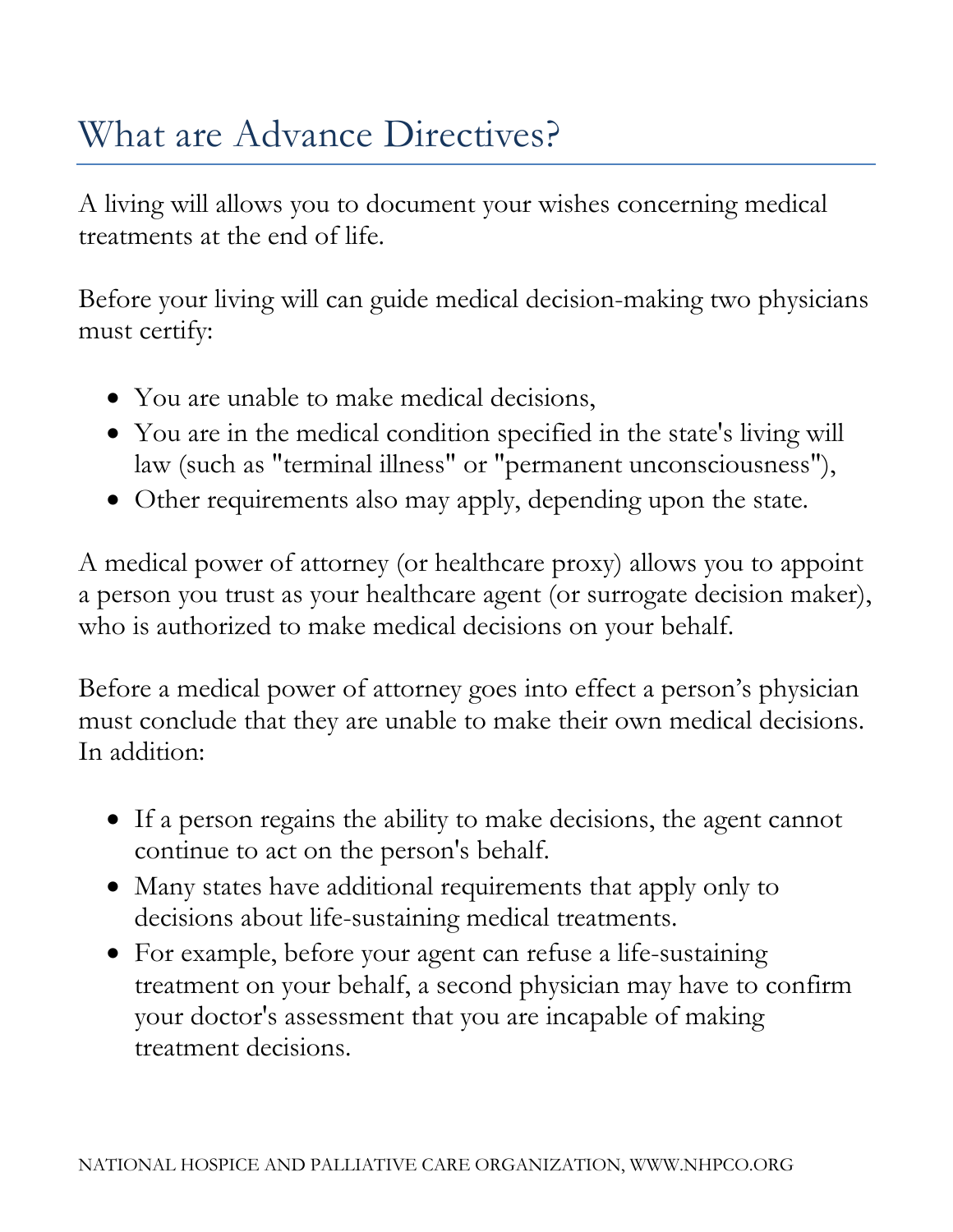# What are Advance Directives?

A living will allows you to document your wishes concerning medical treatments at the end of life.

Before your living will can guide medical decision-making two physicians must certify:

- You are unable to make medical decisions,
- You are in the medical condition specified in the state's living will law (such as "terminal illness" or "permanent unconsciousness"),
- Other requirements also may apply, depending upon the state.

A medical power of attorney (or healthcare proxy) allows you to appoint a person you trust as your healthcare agent (or surrogate decision maker), who is authorized to make medical decisions on your behalf.

Before a medical power of attorney goes into effect a person's physician must conclude that they are unable to make their own medical decisions. In addition:

- If a person regains the ability to make decisions, the agent cannot continue to act on the person's behalf.
- Many states have additional requirements that apply only to decisions about life-sustaining medical treatments.
- For example, before your agent can refuse a life-sustaining treatment on your behalf, a second physician may have to confirm your doctor's assessment that you are incapable of making treatment decisions.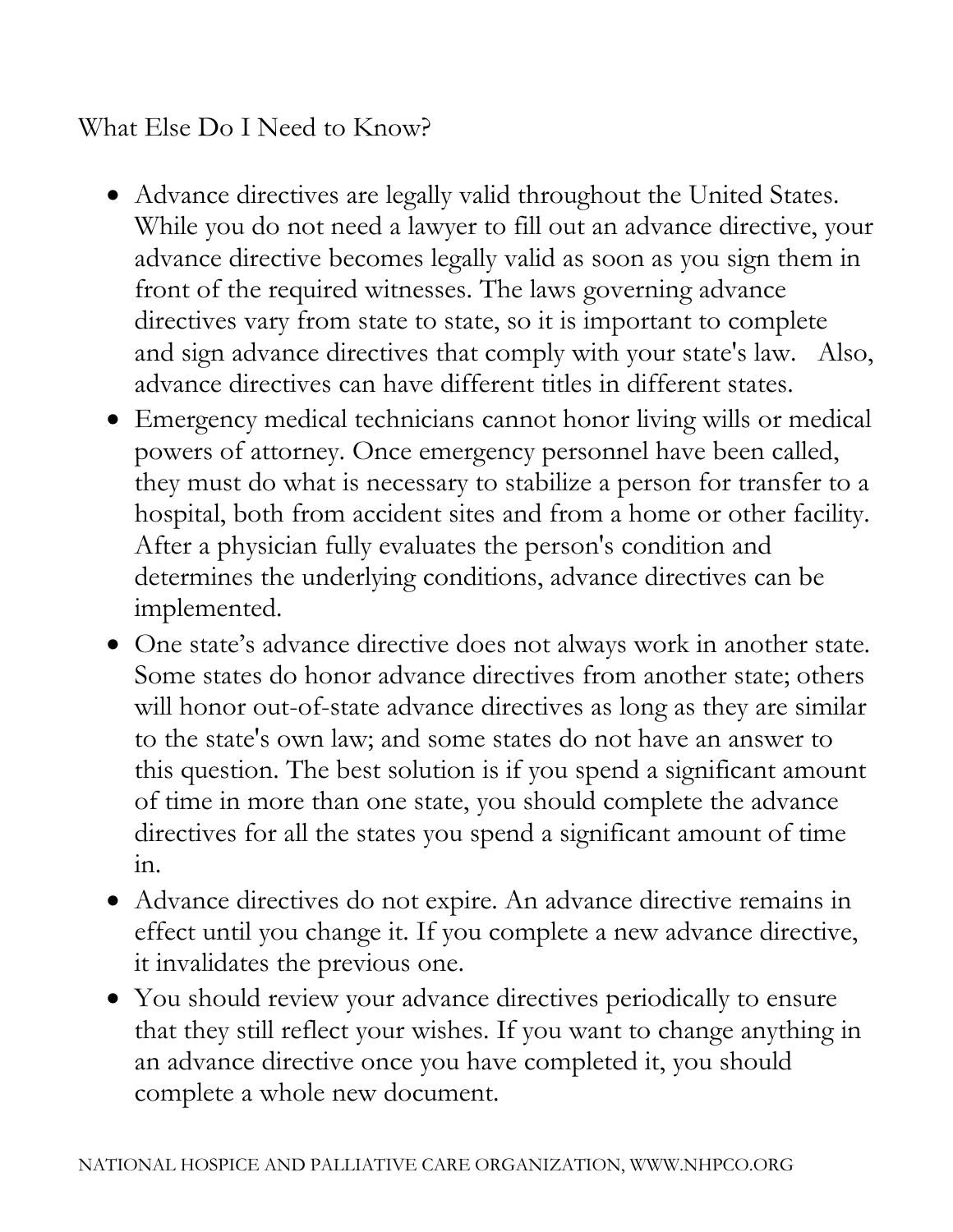## What Else Do I Need to Know?

- Advance directives are legally valid throughout the United States. While you do not need a lawyer to fill out an advance directive, your advance directive becomes legally valid as soon as you sign them in front of the required witnesses. The laws governing advance directives vary from state to state, so it is important to complete and sign advance directives that comply with your state's law. Also, advance directives can have different titles in different states.
- Emergency medical technicians cannot honor living wills or medical powers of attorney. Once emergency personnel have been called, they must do what is necessary to stabilize a person for transfer to a hospital, both from accident sites and from a home or other facility. After a physician fully evaluates the person's condition and determines the underlying conditions, advance directives can be implemented.
- One state's advance directive does not always work in another state. Some states do honor advance directives from another state; others will honor out-of-state advance directives as long as they are similar to the state's own law; and some states do not have an answer to this question. The best solution is if you spend a significant amount of time in more than one state, you should complete the advance directives for all the states you spend a significant amount of time in.
- Advance directives do not expire. An advance directive remains in effect until you change it. If you complete a new advance directive, it invalidates the previous one.
- You should review your advance directives periodically to ensure that they still reflect your wishes. If you want to change anything in an advance directive once you have completed it, you should complete a whole new document.